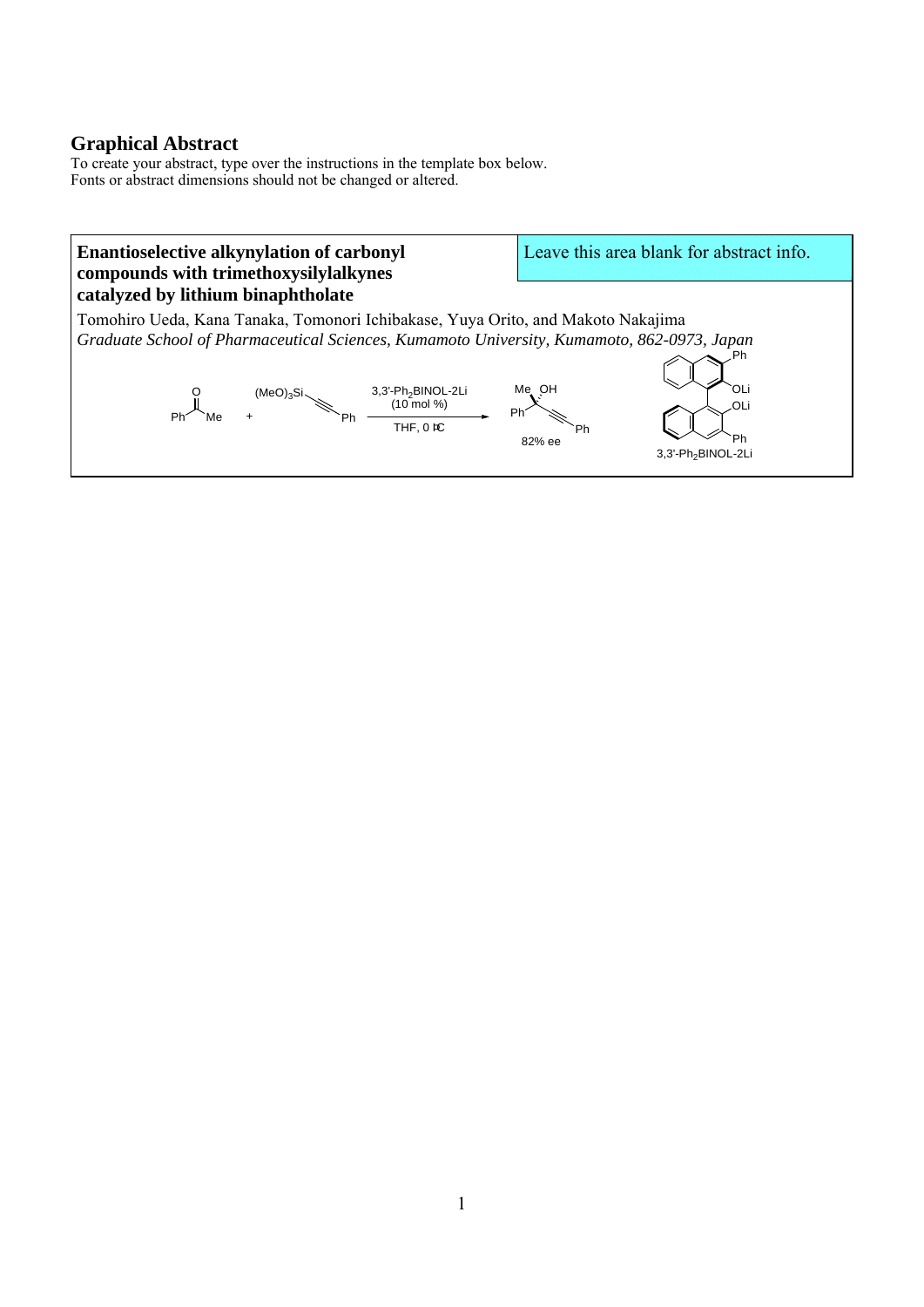# Graphical Abstract

To create your abstract, type over the instructions in the template box below.
Fonts or abstract dimensions should not be changed or altered.

**Enantioselective alkynylation of carbonyl compounds with trimethoxysilylalkynes catalyzed by lithium binaphtholate**

Leave this area blank for abstract info.

Tomohiro Ueda, Kana Tanaka, Tomonori Ichibakase, Yuya Orito, and Makoto Nakajima
*Graduate School of Pharmaceutical Sciences, Kumamoto University, Kumamoto, 862-0973, Japan*

Ph
O
Me
+
$(MeO)_3Si$
Ph
3,3'-$Ph_2$BINOL-2Li
(10 mol %)
THF, 0 °C
Me OH
Ph
Ph
82% ee
Ph
OLi
OLi
Ph
3,3'-$Ph_2$BINOL-2Li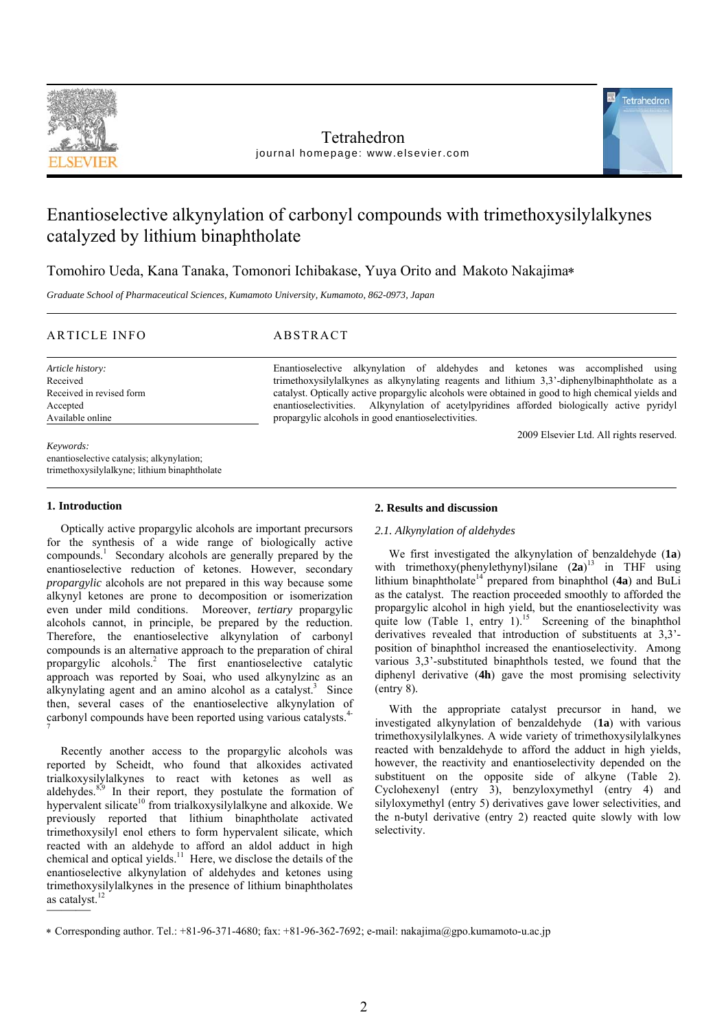Tetrahedron

journal homepage: www.elsevier.com

# Enantioselective alkynylation of carbonyl compounds with trimethoxysilylalkynes catalyzed by lithium binaphtholate

Tomohiro Ueda, Kana Tanaka, Tomonori Ichibakase, Yuya Orito and Makoto Nakajima*

*Graduate School of Pharmaceutical Sciences, Kumamoto University, Kumamoto, 862-0973, Japan*

## ARTICLE INFO

*Article history:*
Received
Received in revised form
Accepted
Available online

*Keywords:*
enantioselective catalysis; alkynylation; trimethoxysilylalkyne; lithium binaphtholate

## ABSTRACT

Enantioselective alkynylation of aldehydes and ketones was accomplished using trimethoxysilylalkynes as alkynylating reagents and lithium 3,3'-diphenylbinaphtholate as a catalyst. Optically active propargylic alcohols were obtained in good to high chemical yields and enantioselectivities. Alkynylation of acetylpyridines afforded biologically active pyridyl propargylic alcohols in good enantioselectivities.

2009 Elsevier Ltd. All rights reserved.

## 1. Introduction

Optically active propargylic alcohols are important precursors for the synthesis of a wide range of biologically active compounds.[1] Secondary alcohols are generally prepared by the enantioselective reduction of ketones. However, secondary *propargylic* alcohols are not prepared in this way because some alkynyl ketones are prone to decomposition or isomerization even under mild conditions. Moreover, *tertiary* propargylic alcohols cannot, in principle, be prepared by the reduction. Therefore, the enantioselective alkynylation of carbonyl compounds is an alternative approach to the preparation of chiral propargylic alcohols.[2] The first enantioselective catalytic approach was reported by Soai, who used alkynylzinc as an alkynylating agent and an amino alcohol as a catalyst.[3] Since then, several cases of the enantioselective alkynylation of carbonyl compounds have been reported using various catalysts.[4-7]

Recently another access to the propargylic alcohols was reported by Scheidt, who found that alkoxides activated trialkoxysilylalkynes to react with ketones as well as aldehydes.[8,9] In their report, they postulate the formation of hypervalent silicate[10] from trialkoxysilylalkyne and alkoxide. We previously reported that lithium binaphtholate activated trimethoxysilyl enol ethers to form hypervalent silicate, which reacted with an aldehyde to afford an aldol adduct in high chemical and optical yields.[11] Here, we disclose the details of the enantioselective alkynylation of aldehydes and ketones using trimethoxysilylalkynes in the presence of lithium binaphtholates as catalyst.[12]

## 2. Results and discussion

### 2.1. Alkynylation of aldehydes

We first investigated the alkynylation of benzaldehyde (**1a**) with trimethoxy(phenylethynyl)silane (**2a**)[13] in THF using lithium binaphtholate[14] prepared from binaphthol (**4a**) and BuLi as the catalyst. The reaction proceeded smoothly to afforded the propargylic alcohol in high yield, but the enantioselectivity was quite low (Table 1, entry 1).[15] Screening of the binaphthol derivatives revealed that introduction of substituents at 3,3'-position of binaphthol increased the enantioselectivity. Among various 3,3'-substituted binaphthols tested, we found that the diphenyl derivative (**4h**) gave the most promising selectivity (entry 8).

With the appropriate catalyst precursor in hand, we investigated alkynylation of benzaldehyde (**1a**) with various trimethoxysilylalkynes. A wide variety of trimethoxysilylalkynes reacted with benzaldehyde to afford the adduct in high yields, however, the reactivity and enantioselectivity depended on the substituent on the opposite side of alkyne (Table 2). Cyclohexenyl (entry 3), benzyloxymethyl (entry 4) and silyloxymethyl (entry 5) derivatives gave lower selectivities, and the n-butyl derivative (entry 2) reacted quite slowly with low selectivity.

* Corresponding author. Tel.: +81-96-371-4680; fax: +81-96-362-7692; e-mail: nakajima@gpo.kumamoto-u.ac.jp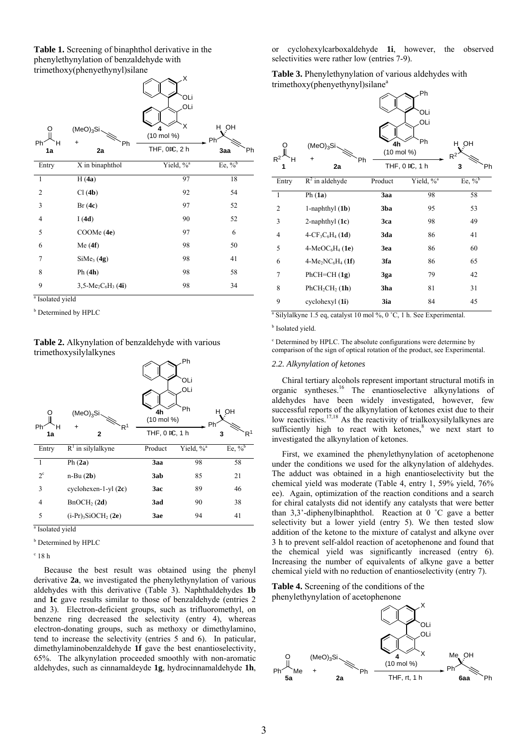**Table 1.** Screening of binaphthol derivative in the phenylethynylation of benzaldehyde with trimethoxy(phenyethynyl)silane

| Entry | X in binaphthol | Yield, %[a] | Ee, %[b] |
|---|---|---|---|
| 1 | H (**4a**) | 97 | 18 |
| 2 | Cl (**4b**) | 92 | 54 |
| 3 | Br (**4c**) | 97 | 52 |
| 4 | I (**4d**) | 90 | 52 |
| 5 | COOMe (**4e**) | 97 | 6 |
| 6 | Me (**4f**) | 98 | 50 |
| 7 | $SiMe_3$ (**4g**) | 98 | 41 |
| 8 | Ph (**4h**) | 98 | 58 |
| 9 | 3,5-$Me_2C_6H_3$ (**4i**) | 98 | 34 |

[a] Isolated yield

[b] Determined by HPLC

**Table 2.** Alkynylation of benzaldehyde with various trimethoxysilylalkynes

| Entry | $R^1$ in silylalkyne | Product | Yield, %[a] | Ee, %[b] |
|---|---|---|---|---|
| 1 | Ph (**2a**) | **3aa** | 98 | 58 |
| 2[c] | n-Bu (**2b**) | **3ab** | 85 | 21 |
| 3 | cyclohexen-1-yl (**2c**) | **3ac** | 89 | 46 |
| 4 | $BnOCH_2$ (**2d**) | **3ad** | 90 | 38 |
| 5 | $(i\text{-}Pr)_3SiOCH_2$ (**2e**) | **3ae** | 94 | 41 |

[a] Isolated yield

[b] Determined by HPLC

[c] 18 h

Because the best result was obtained using the phenyl derivative **2a**, we investigated the phenylethynylation of various aldehydes with this derivative (Table 3). Naphthaldehydes **1b** and **1c** gave results similar to those of benzaldehyde (entries 2 and 3). Electron-deficient groups, such as trifluoromethyl, on benzene ring decreased the selectivity (entry 4), whereas electron-donating groups, such as methoxy or dimethylamino, tend to increase the selectivity (entries 5 and 6). In paticular, dimethylaminobenzaldehyde **1f** gave the best enantioselectivity, 65%. The alkynylation proceeded smoothly with non-aromatic aldehydes, such as cinnamaldeyde **1g**, hydrocinnamaldehyde **1h**, or cyclohexylcarboxaldehyde **1i**, however, the observed selectivities were rather low (entries 7-9).

**Table 3.** Phenylethynylation of various aldehydes with trimethoxy(phenyethynyl)silane[a]

| Entry | $R^2$ in aldehyde | Product | Yield, %[a] | Ee, %[b] |
|---|---|---|---|---|
| 1 | Ph (**1a**) | **3aa** | 98 | 58 |
| 2 | 1-naphthyl (**1b**) | **3ba** | 95 | 53 |
| 3 | 2-naphthyl (**1c**) | **3ca** | 98 | 49 |
| 4 | 4-$CF_3C_6H_4$ (**1d**) | **3da** | 86 | 41 |
| 5 | 4-$MeOC_6H_4$ (**1e**) | **3ea** | 86 | 60 |
| 6 | 4-$Me_2NC_6H_4$ (**1f**) | **3fa** | 86 | 65 |
| 7 | PhCH=CH (**1g**) | **3ga** | 79 | 42 |
| 8 | $PhCH_2CH_2$ (**1h**) | **3ha** | 81 | 31 |
| 9 | cyclohexyl (**1i**) | **3ia** | 84 | 45 |

[a] Silylalkyne 1.5 eq, catalyst 10 mol %, 0 ˚C, 1 h. See Experimental.

[b] Isolated yield.

[c] Determined by HPLC. The absolute configurations were determine by comparison of the sign of optical rotation of the product, see Experimental.

### 2.2. Alkynylation of ketones

Chiral tertiary alcohols represent important structural motifs in organic syntheses.[16] The enantioselective alkynylations of aldehydes have been widely investigated, however, few successful reports of the alkynylation of ketones exist due to their low reactivities.[17,18] As the reactivity of trialkoxysilylalkynes are sufficiently high to react with ketones,[8] we next start to investigated the alkynylation of ketones.

First, we examined the phenylethynylation of acetophenone under the conditions we used for the alkynylation of aldehydes. The adduct was obtained in a high enantioselectivity but the chemical yield was moderate (Table 4, entry 1, 59% yield, 76% ee). Again, optimization of the reaction conditions and a search for chiral catalysts did not identify any catalysts that were better than 3,3'-diphenylbinaphthol. Reaction at 0 ˚C gave a better selectivity but a lower yield (entry 5). We then tested slow addition of the ketone to the mixture of catalyst and alkyne over 3 h to prevent self-aldol reaction of acetophenone and found that the chemical yield was significantly increased (entry 6). Increasing the number of equivalents of alkyne gave a better chemical yield with no reduction of enantioselectivity (entry 7).

**Table 4.** Screening of the conditions of the phenylethynylation of acetophenone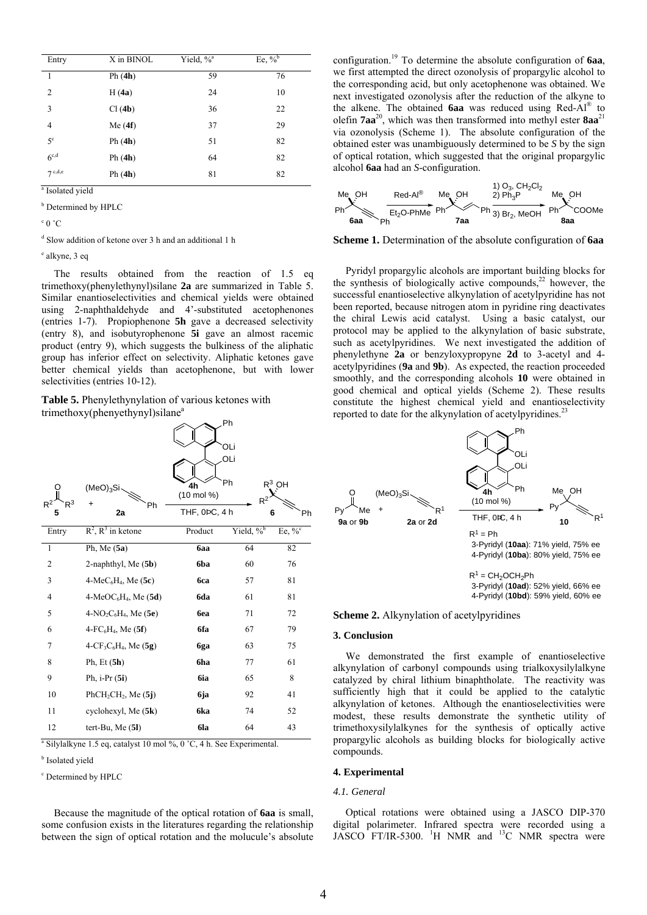| Entry | X in BINOL | Yield, %[a] | Ee, %[b] |
|---|---|---|---|
| 1 | Ph (**4h**) | 59 | 76 |
| 2 | H (**4a**) | 24 | 10 |
| 3 | Cl (**4b**) | 36 | 22 |
| 4 | Me (**4f**) | 37 | 29 |
| 5[c] | Ph (**4h**) | 51 | 82 |
| 6[c,d] | Ph (**4h**) | 64 | 82 |
| 7[c,d,e] | Ph (**4h**) | 81 | 82 |

[a] Isolated yield

[b] Determined by HPLC

[c] 0 ˚C

[d] Slow addition of ketone over 3 h and an additional 1 h

[e] alkyne, 3 eq

The results obtained from the reaction of 1.5 eq trimethoxy(phenylethynyl)silane **2a** are summarized in Table 5. Similar enantioselectivities and chemical yields were obtained using 2-naphthaldehyde and 4'-substituted acetophenones (entries 1-7). Propiophenone **5h** gave a decreased selectivity (entry 8), and isobutyrophenone **5i** gave an almost racemic product (entry 9), which suggests the bulkiness of the aliphatic group has inferior effect on selectivity. Aliphatic ketones gave better chemical yields than acetophenone, but with lower selectivities (entries 10-12).

**Table 5.** Phenylethynylation of various ketones with trimethoxy(phenyethynyl)silane[a]

$R^2C(O)R^3$ **5** + $(MeO)_3Si$–C≡C–Ph **2a** → (**4h** (10 mol %), THF, 0 °C, 4 h) → **6**

| Entry | $R^2$, $R^3$ in ketone | Product | Yield, %[b] | Ee, %[c] |
|---|---|---|---|---|
| 1 | Ph, Me (**5a**) | **6aa** | 64 | 82 |
| 2 | 2-naphthyl, Me (**5b**) | **6ba** | 60 | 76 |
| 3 | 4-$MeC_6H_4$, Me (**5c**) | **6ca** | 57 | 81 |
| 4 | 4-$MeOC_6H_4$, Me (**5d**) | **6da** | 61 | 81 |
| 5 | 4-$NO_2C_6H_4$, Me (**5e**) | **6ea** | 71 | 72 |
| 6 | 4-$FC_6H_4$, Me (**5f**) | **6fa** | 67 | 79 |
| 7 | 4-$CF_3C_6H_4$, Me (**5g**) | **6ga** | 63 | 75 |
| 8 | Ph, Et (**5h**) | **6ha** | 77 | 61 |
| 9 | Ph, i-Pr (**5i**) | **6ia** | 65 | 8 |
| 10 | $PhCH_2CH_2$, Me (**5j**) | **6ja** | 92 | 41 |
| 11 | cyclohexyl, Me (**5k**) | **6ka** | 74 | 52 |
| 12 | tert-Bu, Me (**5l**) | **6la** | 64 | 43 |

[a] Silylalkyne 1.5 eq, catalyst 10 mol %, 0 ˚C, 4 h. See Experimental.

[b] Isolated yield

[c] Determined by HPLC

Because the magnitude of the optical rotation of **6aa** is small, some confusion exists in the literatures regarding the relationship between the sign of optical rotation and the molucule's absolute configuration.[19] To determine the absolute configuration of **6aa**, we first attempted the direct ozonolysis of propargylic alcohol to the corresponding acid, but only acetophenone was obtained. We next investigated ozonolysis after the reduction of the alkyne to the alkene. The obtained **6aa** was reduced using Red-Al® to olefin **7aa**[20], which was then transformed into methyl ester **8aa**[21] via ozonolysis (Scheme 1). The absolute configuration of the obtained ester was unambiguously determined to be *S* by the sign of optical rotation, which suggested that the original propargylic alcohol **6aa** had an *S*-configuration.

**6aa** → (Red-Al®, $Et_2O$-PhMe) → **7aa** → (1) $O_3$, $CH_2Cl_2$; 2) $Ph_3P$; 3) $Br_2$, MeOH) → **8aa**

**Scheme 1.** Determination of the absolute configuration of **6aa**

Pyridyl propargylic alcohols are important building blocks for the synthesis of biologically active compounds,[22] however, the successful enantioselective alkynylation of acetylpyridine has not been reported, because nitrogen atom in pyridine ring deactivates the chiral Lewis acid catalyst. Using a basic catalyst, our protocol may be applied to the alkynylation of basic substrate, such as acetylpyridines. We next investigated the addition of phenylethyne **2a** or benzyloxypropyne **2d** to 3-acetyl and 4-acetylpyridines (**9a** and **9b**). As expected, the reaction proceeded smoothly, and the corresponding alcohols **10** were obtained in good chemical and optical yields (Scheme 2). These results constitute the highest chemical yield and enantioselectivity reported to date for the alkynylation of acetylpyridines.[23]

**9a** or **9b** + $(MeO)_3Si$–C≡C–$R^1$ **2a** or **2d** → (**4h** (10 mol %), THF, 0 °C, 4 h) → **10**

$R^1$ = Ph
3-Pyridyl (**10aa**): 71% yield, 75% ee
4-Pyridyl (**10ba**): 80% yield, 75% ee

$R^1$ = $CH_2OCH_2Ph$
3-Pyridyl (**10ad**): 52% yield, 66% ee
4-Pyridyl (**10bd**): 59% yield, 60% ee

**Scheme 2.** Alkynylation of acetylpyridines

## 3. Conclusion

We demonstrated the first example of enantioselective alkynylation of carbonyl compounds using trialkoxysilylalkyne catalyzed by chiral lithium binaphtholate. The reactivity was sufficiently high that it could be applied to the catalytic alkynylation of ketones. Although the enantioselectivities were modest, these results demonstrate the synthetic utility of trimethoxysilylalkynes for the synthesis of optically active propargylic alcohols as building blocks for biologically active compounds.

## 4. Experimental

### *4.1. General*

Optical rotations were obtained using a JASCO DIP-370 digital polarimeter. Infrared spectra were recorded using a JASCO FT/IR-5300. [1]H NMR and [13]C NMR spectra were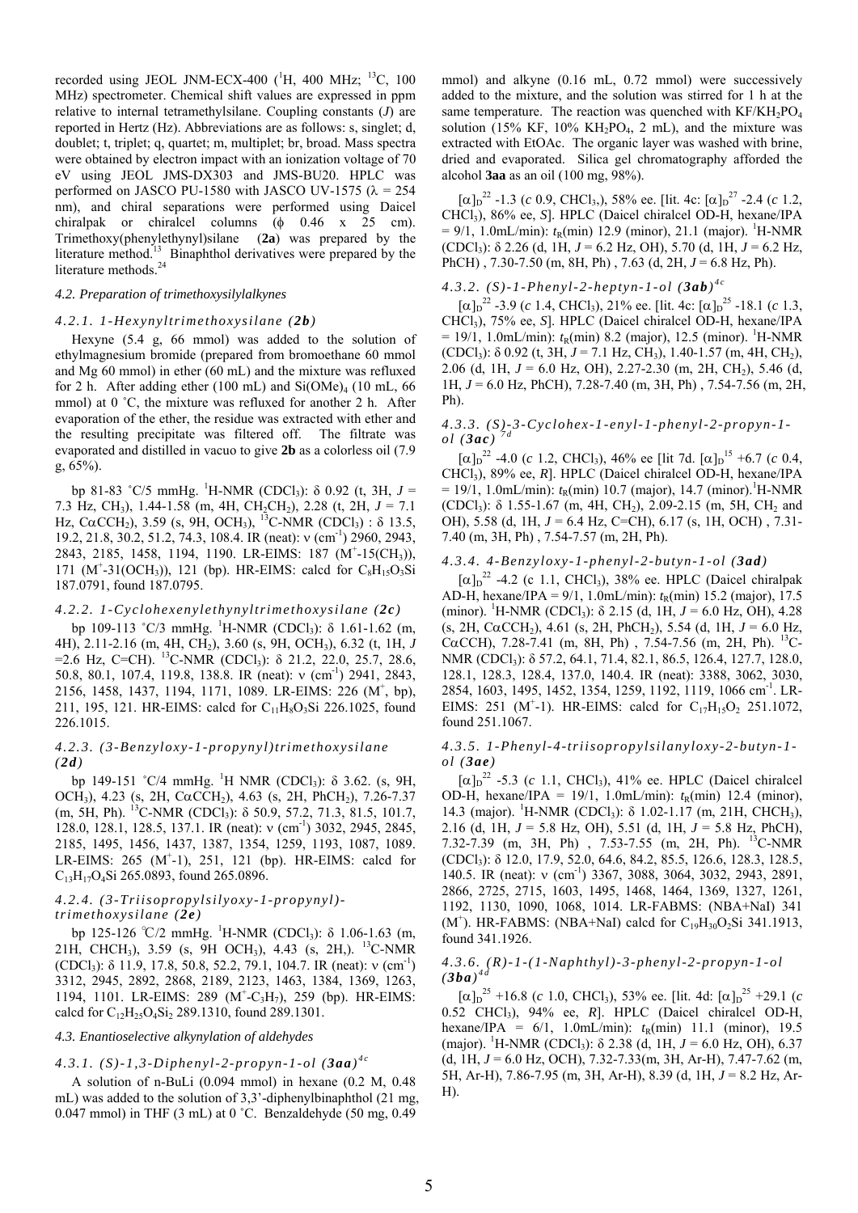recorded using JEOL JNM-ECX-400 ($^1$H, 400 MHz; $^{13}$C, 100 MHz) spectrometer. Chemical shift values are expressed in ppm relative to internal tetramethylsilane. Coupling constants (*J*) are reported in Hertz (Hz). Abbreviations are as follows: s, singlet; d, doublet; t, triplet; q, quartet; m, multiplet; br, broad. Mass spectra were obtained by electron impact with an ionization voltage of 70 eV using JEOL JMS-DX303 and JMS-BU20. HPLC was performed on JASCO PU-1580 with JASCO UV-1575 ($\lambda$ = 254 nm), and chiral separations were performed using Daicel chiralpak or chiralcel columns ($\phi$ 0.46 x 25 cm). Trimethoxy(phenylethynyl)silane (**2a**) was prepared by the literature method.[13] Binaphthol derivatives were prepared by the literature methods.[24]

### 4.2. Preparation of trimethoxysilylalkynes

#### 4.2.1. 1-Hexynyltrimethoxysilane (2b)

Hexyne (5.4 g, 66 mmol) was added to the solution of ethylmagnesium bromide (prepared from bromoethane 60 mmol and Mg 60 mmol) in ether (60 mL) and the mixture was refluxed for 2 h. After adding ether (100 mL) and Si(OMe)$_4$ (10 mL, 66 mmol) at 0 ˚C, the mixture was refluxed for another 2 h. After evaporation of the ether, the residue was extracted with ether and the resulting precipitate was filtered off. The filtrate was evaporated and distilled in vacuo to give **2b** as a colorless oil (7.9 g, 65%).

bp 81-83 ˚C/5 mmHg. $^1$H-NMR (CDCl$_3$): δ 0.92 (t, 3H, *J* = 7.3 Hz, CH$_3$), 1.44-1.58 (m, 4H, CH$_2$CH$_2$), 2.28 (t, 2H, *J* = 7.1 Hz, CαCCH$_2$), 3.59 (s, 9H, OCH$_3$), $^{13}$C-NMR (CDCl$_3$) : δ 13.5, 19.2, 21.8, 30.2, 51.2, 74.3, 108.4. IR (neat): ν (cm$^{-1}$) 2960, 2943, 2843, 2185, 1458, 1194, 1190. LR-EIMS: 187 (M$^+$-15(CH$_3$)), 171 (M$^+$-31(OCH$_3$)), 121 (bp). HR-EIMS: calcd for $C_8H_{15}O_3Si$ 187.0791, found 187.0795.

#### 4.2.2. 1-Cyclohexenylethynyltrimethoxysilane (2c)

bp 109-113 ˚C/3 mmHg. $^1$H-NMR (CDCl$_3$): δ 1.61-1.62 (m, 4H), 2.11-2.16 (m, 4H, CH$_2$), 3.60 (s, 9H, OCH$_3$), 6.32 (t, 1H, *J* =2.6 Hz, C=CH). $^{13}$C-NMR (CDCl$_3$): δ 21.2, 22.0, 25.7, 28.6, 50.8, 80.1, 107.4, 119.8, 138.8. IR (neat): ν (cm$^{-1}$) 2941, 2843, 2156, 1458, 1437, 1194, 1171, 1089. LR-EIMS: 226 (M$^+$, bp), 211, 195, 121. HR-EIMS: calcd for $C_{11}H_8O_3Si$ 226.1025, found 226.1015.

#### 4.2.3. (3-Benzyloxy-1-propynyl)trimethoxysilane (2d)

bp 149-151 ˚C/4 mmHg. $^1$H NMR (CDCl$_3$): δ 3.62. (s, 9H, OCH$_3$), 4.23 (s, 2H, CαCCH$_2$), 4.63 (s, 2H, PhCH$_2$), 7.26-7.37 (m, 5H, Ph). $^{13}$C-NMR (CDCl$_3$): δ 50.9, 57.2, 71.3, 81.5, 101.7, 128.0, 128.1, 128.5, 137.1. IR (neat): ν (cm$^{-1}$) 3032, 2945, 2845, 2185, 1495, 1456, 1437, 1387, 1354, 1259, 1193, 1087, 1089. LR-EIMS: 265 (M$^+$-1), 251, 121 (bp). HR-EIMS: calcd for $C_{13}H_{17}O_4Si$ 265.0893, found 265.0896.

#### 4.2.4. (3-Triisopropylsilyoxy-1-propynyl)-trimethoxysilane (2e)

bp 125-126 ℃/2 mmHg. $^1$H-NMR (CDCl$_3$): δ 1.06-1.63 (m, 21H, CHCH$_3$), 3.59 (s, 9H OCH$_3$), 4.43 (s, 2H,). $^{13}$C-NMR (CDCl$_3$): δ 11.9, 17.8, 50.8, 52.2, 79.1, 104.7. IR (neat): ν (cm$^{-1}$) 3312, 2945, 2892, 2868, 2189, 2123, 1463, 1384, 1369, 1263, 1194, 1101. LR-EIMS: 289 (M$^+$-C$_3$H$_7$), 259 (bp). HR-EIMS: calcd for $C_{12}H_{25}O_4Si_2$ 289.1310, found 289.1301.

### 4.3. Enantioselective alkynylation of aldehydes

#### 4.3.1. (S)-1,3-Diphenyl-2-propyn-1-ol (3aa)[4c]

A solution of n-BuLi (0.094 mmol) in hexane (0.2 M, 0.48 mL) was added to the solution of 3,3'-diphenylbinaphthol (21 mg, 0.047 mmol) in THF (3 mL) at 0 ˚C. Benzaldehyde (50 mg, 0.49 mmol) and alkyne (0.16 mL, 0.72 mmol) were successively added to the mixture, and the solution was stirred for 1 h at the same temperature. The reaction was quenched with KF/KH$_2$PO$_4$ solution (15% KF, 10% KH$_2$PO$_4$, 2 mL), and the mixture was extracted with EtOAc. The organic layer was washed with brine, dried and evaporated. Silica gel chromatography afforded the alcohol **3aa** as an oil (100 mg, 98%).

$[\alpha]_D^{22}$ -1.3 (*c* 0.9, CHCl$_3$,), 58% ee. [lit. 4c: $[\alpha]_D^{27}$ -2.4 (*c* 1.2, CHCl$_3$), 86% ee, *S*]. HPLC (Daicel chiralcel OD-H, hexane/IPA = 9/1, 1.0mL/min): $t_R$(min) 12.9 (minor), 21.1 (major). $^1$H-NMR (CDCl$_3$): δ 2.26 (d, 1H, *J* = 6.2 Hz, OH), 5.70 (d, 1H, *J* = 6.2 Hz, PhCH) , 7.30-7.50 (m, 8H, Ph) , 7.63 (d, 2H, *J* = 6.8 Hz, Ph).

#### 4.3.2. (S)-1-Phenyl-2-heptyn-1-ol (3ab)[4c]

$[\alpha]_D^{22}$ -3.9 (*c* 1.4, CHCl$_3$), 21% ee. [lit. 4c: $[\alpha]_D^{25}$ -18.1 (*c* 1.3, CHCl$_3$), 75% ee, *S*]. HPLC (Daicel chiralcel OD-H, hexane/IPA = 19/1, 1.0mL/min): $t_R$(min) 8.2 (major), 12.5 (minor). $^1$H-NMR (CDCl$_3$): δ 0.92 (t, 3H, *J* = 7.1 Hz, CH$_3$), 1.40-1.57 (m, 4H, CH$_2$), 2.06 (d, 1H, *J* = 6.0 Hz, OH), 2.27-2.30 (m, 2H, CH$_2$), 5.46 (d, 1H, *J* = 6.0 Hz, PhCH), 7.28-7.40 (m, 3H, Ph) , 7.54-7.56 (m, 2H, Ph).

#### 4.3.3. (S)-3-Cyclohex-1-enyl-1-phenyl-2-propyn-1-ol (3ac)[7d]

$[\alpha]_D^{22}$ -4.0 (*c* 1.2, CHCl$_3$), 46% ee [lit 7d. $[\alpha]_D^{15}$ +6.7 (*c* 0.4, CHCl$_3$), 89% ee, *R*]. HPLC (Daicel chiralcel OD-H, hexane/IPA = 19/1, 1.0mL/min): $t_R$(min) 10.7 (major), 14.7 (minor). $^1$H-NMR (CDCl$_3$): δ 1.55-1.67 (m, 4H, CH$_2$), 2.09-2.15 (m, 5H, CH$_2$ and OH), 5.58 (d, 1H, *J* = 6.4 Hz, C=CH), 6.17 (s, 1H, OCH) , 7.31-7.40 (m, 3H, Ph) , 7.54-7.57 (m, 2H, Ph).

#### 4.3.4. 4-Benzyloxy-1-phenyl-2-butyn-1-ol (3ad)

$[\alpha]_D^{22}$ -4.2 (c 1.1, CHCl$_3$), 38% ee. HPLC (Daicel chiralpak AD-H, hexane/IPA = 9/1, 1.0mL/min): $t_R$(min) 15.2 (major), 17.5 (minor). $^1$H-NMR (CDCl$_3$): δ 2.15 (d, 1H, *J* = 6.0 Hz, OH), 4.28 (s, 2H, CαCCH$_2$), 4.61 (s, 2H, PhCH$_2$), 5.54 (d, 1H, *J* = 6.0 Hz, CαCCH), 7.28-7.41 (m, 8H, Ph) , 7.54-7.56 (m, 2H, Ph). $^{13}$C-NMR (CDCl$_3$): δ 57.2, 64.1, 71.4, 82.1, 86.5, 126.4, 127.7, 128.0, 128.1, 128.3, 128.4, 137.0, 140.4. IR (neat): 3388, 3062, 3030, 2854, 1603, 1495, 1452, 1354, 1259, 1192, 1119, 1066 cm$^{-1}$. LR-EIMS: 251 (M$^+$-1). HR-EIMS: calcd for $C_{17}H_{15}O_2$ 251.1072, found 251.1067.

#### 4.3.5. 1-Phenyl-4-triisopropylsilanyloxy-2-butyn-1-ol (3ae)

$[\alpha]_D^{22}$ -5.3 (*c* 1.1, CHCl$_3$), 41% ee. HPLC (Daicel chiralcel OD-H, hexane/IPA = 19/1, 1.0mL/min): $t_R$(min) 12.4 (minor), 14.3 (major). $^1$H-NMR (CDCl$_3$): δ 1.02-1.17 (m, 21H, CHCH$_3$), 2.16 (d, 1H, *J* = 5.8 Hz, OH), 5.51 (d, 1H, *J* = 5.8 Hz, PhCH), 7.32-7.39 (m, 3H, Ph) , 7.53-7.55 (m, 2H, Ph). $^{13}$C-NMR (CDCl$_3$): δ 12.0, 17.9, 52.0, 64.6, 84.2, 85.5, 126.6, 128.3, 128.5, 140.5. IR (neat): ν (cm$^{-1}$) 3367, 3088, 3064, 3032, 2943, 2891, 2866, 2725, 2715, 1603, 1495, 1468, 1464, 1369, 1327, 1261, 1192, 1130, 1090, 1068, 1014. LR-FABMS: (NBA+NaI) 341 (M$^+$). HR-FABMS: (NBA+NaI) calcd for $C_{19}H_{30}O_2Si$ 341.1913, found 341.1926.

#### 4.3.6. (R)-1-(1-Naphthyl)-3-phenyl-2-propyn-1-ol (3ba)[4d]

$[\alpha]_D^{25}$ +16.8 (*c* 1.0, CHCl$_3$), 53% ee. [lit. 4d: $[\alpha]_D^{25}$ +29.1 (*c* 0.52 CHCl$_3$), 94% ee, *R*]. HPLC (Daicel chiralcel OD-H, hexane/IPA = 6/1, 1.0mL/min): $t_R$(min) 11.1 (minor), 19.5 (major). $^1$H-NMR (CDCl$_3$): δ 2.38 (d, 1H, *J* = 6.0 Hz, OH), 6.37 (d, 1H, *J* = 6.0 Hz, OCH), 7.32-7.33(m, 3H, Ar-H), 7.47-7.62 (m, 5H, Ar-H), 7.86-7.95 (m, 3H, Ar-H), 8.39 (d, 1H, *J* = 8.2 Hz, Ar-H).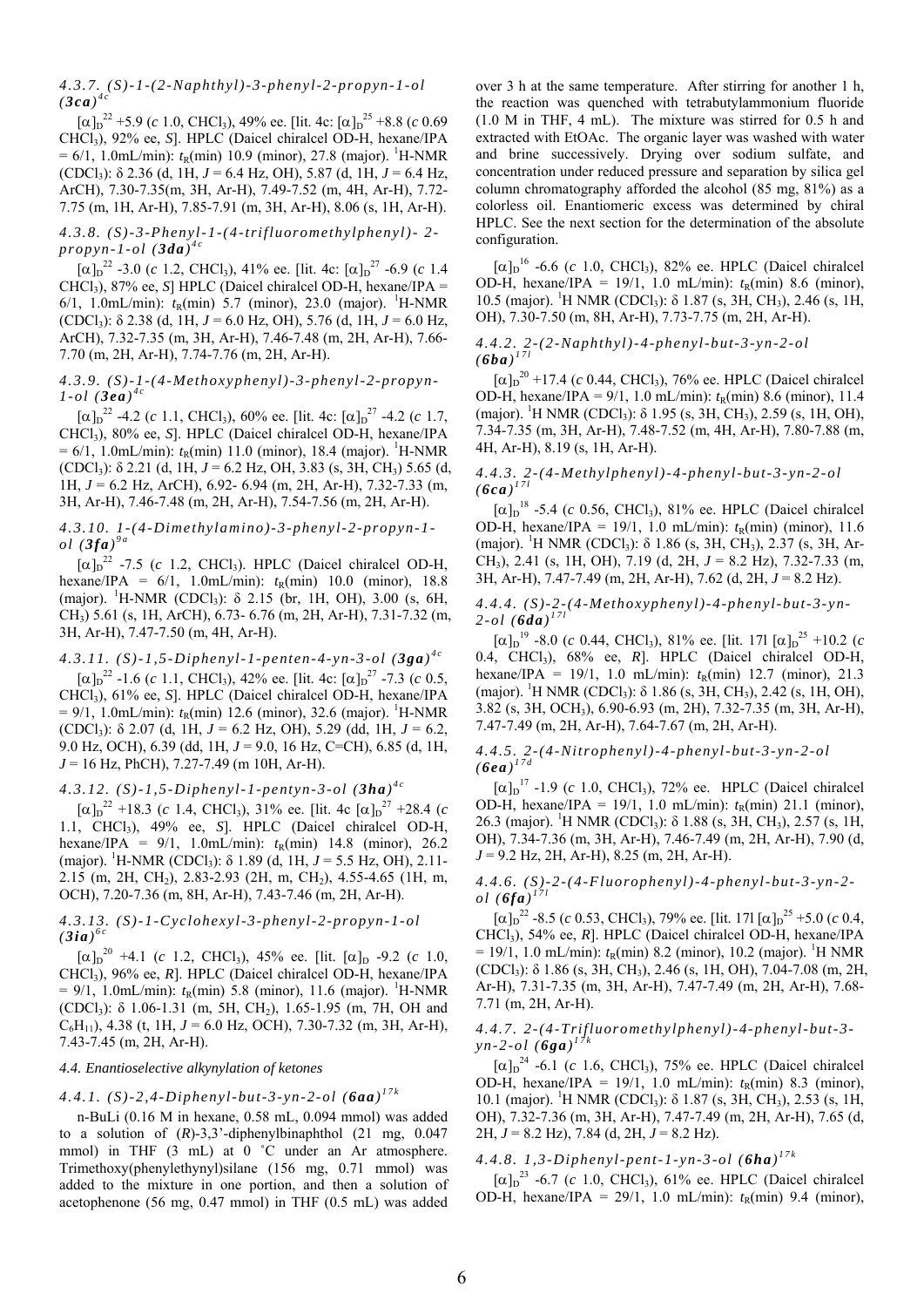#### 4.3.7. (S)-1-(2-Naphthyl)-3-phenyl-2-propyn-1-ol (3ca)[4c]

$[\alpha]_D^{22}$ +5.9 (*c* 1.0, $CHCl_3$), 49% ee. [lit. 4c: $[\alpha]_D^{25}$ +8.8 (*c* 0.69 $CHCl_3$), 92% ee, *S*]. HPLC (Daicel chiralcel OD-H, hexane/IPA = 6/1, 1.0mL/min): $t_R$(min) 10.9 (minor), 27.8 (major). $^1$H-NMR ($CDCl_3$): δ 2.36 (d, 1H, *J* = 6.4 Hz, OH), 5.87 (d, 1H, *J* = 6.4 Hz, ArCH), 7.30-7.35(m, 3H, Ar-H), 7.49-7.52 (m, 4H, Ar-H), 7.72-7.75 (m, 1H, Ar-H), 7.85-7.91 (m, 3H, Ar-H), 8.06 (s, 1H, Ar-H).

#### 4.3.8. (S)-3-Phenyl-1-(4-trifluoromethylphenyl)- 2-propyn-1-ol (3da)[4c]

$[\alpha]_D^{22}$ -3.0 (*c* 1.2, $CHCl_3$), 41% ee. [lit. 4c: $[\alpha]_D^{27}$ -6.9 (*c* 1.4 $CHCl_3$), 87% ee, *S*] HPLC (Daicel chiralcel OD-H, hexane/IPA = 6/1, 1.0mL/min): $t_R$(min) 5.7 (minor), 23.0 (major). $^1$H-NMR ($CDCl_3$): δ 2.38 (d, 1H, *J* = 6.0 Hz, OH), 5.76 (d, 1H, *J* = 6.0 Hz, ArCH), 7.32-7.35 (m, 3H, Ar-H), 7.46-7.48 (m, 2H, Ar-H), 7.66-7.70 (m, 2H, Ar-H), 7.74-7.76 (m, 2H, Ar-H).

#### 4.3.9. (S)-1-(4-Methoxyphenyl)-3-phenyl-2-propyn-1-ol (3ea)[4c]

$[\alpha]_D^{22}$ -4.2 (*c* 1.1, $CHCl_3$), 60% ee. [lit. 4c: $[\alpha]_D^{27}$ -4.2 (*c* 1.7, $CHCl_3$), 80% ee, *S*]. HPLC (Daicel chiralcel OD-H, hexane/IPA = 6/1, 1.0mL/min): $t_R$(min) 11.0 (minor), 18.4 (major). $^1$H-NMR ($CDCl_3$): δ 2.21 (d, 1H, *J* = 6.2 Hz, OH), 3.83 (s, 3H, $CH_3$) 5.65 (d, 1H, *J* = 6.2 Hz, ArCH), 6.92- 6.94 (m, 2H, Ar-H), 7.32-7.33 (m, 3H, Ar-H), 7.46-7.48 (m, 2H, Ar-H), 7.54-7.56 (m, 2H, Ar-H).

#### 4.3.10. 1-(4-Dimethylamino)-3-phenyl-2-propyn-1-ol (3fa)[9a]

$[\alpha]_D^{22}$ -7.5 (*c* 1.2, $CHCl_3$). HPLC (Daicel chiralcel OD-H, hexane/IPA = 6/1, 1.0mL/min): $t_R$(min) 10.0 (minor), 18.8 (major). $^1$H-NMR ($CDCl_3$): δ 2.15 (br, 1H, OH), 3.00 (s, 6H, $CH_3$) 5.61 (s, 1H, ArCH), 6.73- 6.76 (m, 2H, Ar-H), 7.31-7.32 (m, 3H, Ar-H), 7.47-7.50 (m, 4H, Ar-H).

#### 4.3.11. (S)-1,5-Diphenyl-1-penten-4-yn-3-ol (3ga)[4c]

$[\alpha]_D^{22}$ -1.6 (*c* 1.1, $CHCl_3$), 42% ee. [lit. 4c: $[\alpha]_D^{27}$ -7.3 (*c* 0.5, $CHCl_3$), 61% ee, *S*]. HPLC (Daicel chiralcel OD-H, hexane/IPA = 9/1, 1.0mL/min): $t_R$(min) 12.6 (minor), 32.6 (major). $^1$H-NMR ($CDCl_3$): δ 2.07 (d, 1H, *J* = 6.2 Hz, OH), 5.29 (dd, 1H, *J* = 6.2, 9.0 Hz, OCH), 6.39 (dd, 1H, *J* = 9.0, 16 Hz, C=CH), 6.85 (d, 1H, *J* = 16 Hz, PhCH), 7.27-7.49 (m 10H, Ar-H).

#### 4.3.12. (S)-1,5-Diphenyl-1-pentyn-3-ol (3ha)[4c]

$[\alpha]_D^{22}$ +18.3 (*c* 1.4, $CHCl_3$), 31% ee. [lit. 4c $[\alpha]_D^{27}$ +28.4 (*c* 1.1, $CHCl_3$), 49% ee, *S*]. HPLC (Daicel chiralcel OD-H, hexane/IPA = 9/1, 1.0mL/min): $t_R$(min) 14.8 (minor), 26.2 (major). $^1$H-NMR ($CDCl_3$): δ 1.89 (d, 1H, *J* = 5.5 Hz, OH), 2.11-2.15 (m, 2H, $CH_2$), 2.83-2.93 (2H, m, $CH_2$), 4.55-4.65 (1H, m, OCH), 7.20-7.36 (m, 8H, Ar-H), 7.43-7.46 (m, 2H, Ar-H).

#### 4.3.13. (S)-1-Cyclohexyl-3-phenyl-2-propyn-1-ol (3ia)[6c]

$[\alpha]_D^{20}$ +4.1 (*c* 1.2, $CHCl_3$), 45% ee. [lit. $[\alpha]_D$ -9.2 (*c* 1.0, $CHCl_3$), 96% ee, *R*]. HPLC (Daicel chiralcel OD-H, hexane/IPA = 9/1, 1.0mL/min): $t_R$(min) 5.8 (minor), 11.6 (major). $^1$H-NMR ($CDCl_3$): δ 1.06-1.31 (m, 5H, $CH_2$), 1.65-1.95 (m, 7H, OH and $C_6H_{11}$), 4.38 (t, 1H, *J* = 6.0 Hz, OCH), 7.30-7.32 (m, 3H, Ar-H), 7.43-7.45 (m, 2H, Ar-H).

### 4.4. Enantioselective alkynylation of ketones

#### 4.4.1. (S)-2,4-Diphenyl-but-3-yn-2-ol (6aa)[17k]

n-BuLi (0.16 M in hexane, 0.58 mL, 0.094 mmol) was added to a solution of (*R*)-3,3'-diphenylbinaphthol (21 mg, 0.047 mmol) in THF (3 mL) at 0 ˚C under an Ar atmosphere. Trimethoxy(phenylethynyl)silane (156 mg, 0.71 mmol) was added to the mixture in one portion, and then a solution of acetophenone (56 mg, 0.47 mmol) in THF (0.5 mL) was added over 3 h at the same temperature. After stirring for another 1 h, the reaction was quenched with tetrabutylammonium fluoride (1.0 M in THF, 4 mL). The mixture was stirred for 0.5 h and extracted with EtOAc. The organic layer was washed with water and brine successively. Drying over sodium sulfate, and concentration under reduced pressure and separation by silica gel column chromatography afforded the alcohol (85 mg, 81%) as a colorless oil. Enantiomeric excess was determined by chiral HPLC. See the next section for the determination of the absolute configuration.

$[\alpha]_D^{16}$ -6.6 (*c* 1.0, $CHCl_3$), 82% ee. HPLC (Daicel chiralcel OD-H, hexane/IPA = 19/1, 1.0 mL/min): $t_R$(min) 8.6 (minor), 10.5 (major). $^1$H NMR ($CDCl_3$): δ 1.87 (s, 3H, $CH_3$), 2.46 (s, 1H, OH), 7.30-7.50 (m, 8H, Ar-H), 7.73-7.75 (m, 2H, Ar-H).

#### 4.4.2. 2-(2-Naphthyl)-4-phenyl-but-3-yn-2-ol (6ba)[17l]

$[\alpha]_D^{20}$ +17.4 (*c* 0.44, $CHCl_3$), 76% ee. HPLC (Daicel chiralcel OD-H, hexane/IPA = 9/1, 1.0 mL/min): $t_R$(min) 8.6 (minor), 11.4 (major). $^1$H NMR ($CDCl_3$): δ 1.95 (s, 3H, $CH_3$), 2.59 (s, 1H, OH), 7.34-7.35 (m, 3H, Ar-H), 7.48-7.52 (m, 4H, Ar-H), 7.80-7.88 (m, 4H, Ar-H), 8.19 (s, 1H, Ar-H).

#### 4.4.3. 2-(4-Methylphenyl)-4-phenyl-but-3-yn-2-ol (6ca)[17l]

$[\alpha]_D^{18}$ -5.4 (*c* 0.56, $CHCl_3$), 81% ee. HPLC (Daicel chiralcel OD-H, hexane/IPA = 19/1, 1.0 mL/min): $t_R$(min) (minor), 11.6 (major). $^1$H NMR ($CDCl_3$): δ 1.86 (s, 3H, $CH_3$), 2.37 (s, 3H, Ar-$CH_3$), 2.41 (s, 1H, OH), 7.19 (d, 2H, *J* = 8.2 Hz), 7.32-7.33 (m, 3H, Ar-H), 7.47-7.49 (m, 2H, Ar-H), 7.62 (d, 2H, *J* = 8.2 Hz).

#### 4.4.4. (S)-2-(4-Methoxyphenyl)-4-phenyl-but-3-yn-2-ol (6da)[17l]

$[\alpha]_D^{19}$ -8.0 (*c* 0.44, $CHCl_3$), 81% ee. [lit. 17l $[\alpha]_D^{25}$ +10.2 (*c* 0.4, $CHCl_3$), 68% ee, *R*]. HPLC (Daicel chiralcel OD-H, hexane/IPA = 19/1, 1.0 mL/min): $t_R$(min) 12.7 (minor), 21.3 (major). $^1$H NMR ($CDCl_3$): δ 1.86 (s, 3H, $CH_3$), 2.42 (s, 1H, OH), 3.82 (s, 3H, $OCH_3$), 6.90-6.93 (m, 2H), 7.32-7.35 (m, 3H, Ar-H), 7.47-7.49 (m, 2H, Ar-H), 7.64-7.67 (m, 2H, Ar-H).

#### 4.4.5. 2-(4-Nitrophenyl)-4-phenyl-but-3-yn-2-ol (6ea)[17d]

$[\alpha]_D^{17}$ -1.9 (*c* 1.0, $CHCl_3$), 72% ee. HPLC (Daicel chiralcel OD-H, hexane/IPA = 19/1, 1.0 mL/min): $t_R$(min) 21.1 (minor), 26.3 (major). $^1$H NMR ($CDCl_3$): δ 1.88 (s, 3H, $CH_3$), 2.57 (s, 1H, OH), 7.34-7.36 (m, 3H, Ar-H), 7.46-7.49 (m, 2H, Ar-H), 7.90 (d, *J* = 9.2 Hz, 2H, Ar-H), 8.25 (m, 2H, Ar-H).

#### 4.4.6. (S)-2-(4-Fluorophenyl)-4-phenyl-but-3-yn-2-ol (6fa)[17l]

$[\alpha]_D^{22}$ -8.5 (*c* 0.53, $CHCl_3$), 79% ee. [lit. 17l $[\alpha]_D^{25}$ +5.0 (*c* 0.4, $CHCl_3$), 54% ee, *R*]. HPLC (Daicel chiralcel OD-H, hexane/IPA = 19/1, 1.0 mL/min): $t_R$(min) 8.2 (minor), 10.2 (major). $^1$H NMR ($CDCl_3$): δ 1.86 (s, 3H, $CH_3$), 2.46 (s, 1H, OH), 7.04-7.08 (m, 2H, Ar-H), 7.31-7.35 (m, 3H, Ar-H), 7.47-7.49 (m, 2H, Ar-H), 7.68-7.71 (m, 2H, Ar-H).

#### 4.4.7. 2-(4-Trifluoromethylphenyl)-4-phenyl-but-3-yn-2-ol (6ga)[17k]

$[\alpha]_D^{24}$ -6.1 (*c* 1.6, $CHCl_3$), 75% ee. HPLC (Daicel chiralcel OD-H, hexane/IPA = 19/1, 1.0 mL/min): $t_R$(min) 8.3 (minor), 10.1 (major). $^1$H NMR ($CDCl_3$): δ 1.87 (s, 3H, $CH_3$), 2.53 (s, 1H, OH), 7.32-7.36 (m, 3H, Ar-H), 7.47-7.49 (m, 2H, Ar-H), 7.65 (d, 2H, *J* = 8.2 Hz), 7.84 (d, 2H, *J* = 8.2 Hz).

#### 4.4.8. 1,3-Diphenyl-pent-1-yn-3-ol (6ha)[17k]

$[\alpha]_D^{23}$ -6.7 (*c* 1.0, $CHCl_3$), 61% ee. HPLC (Daicel chiralcel OD-H, hexane/IPA = 29/1, 1.0 mL/min): $t_R$(min) 9.4 (minor),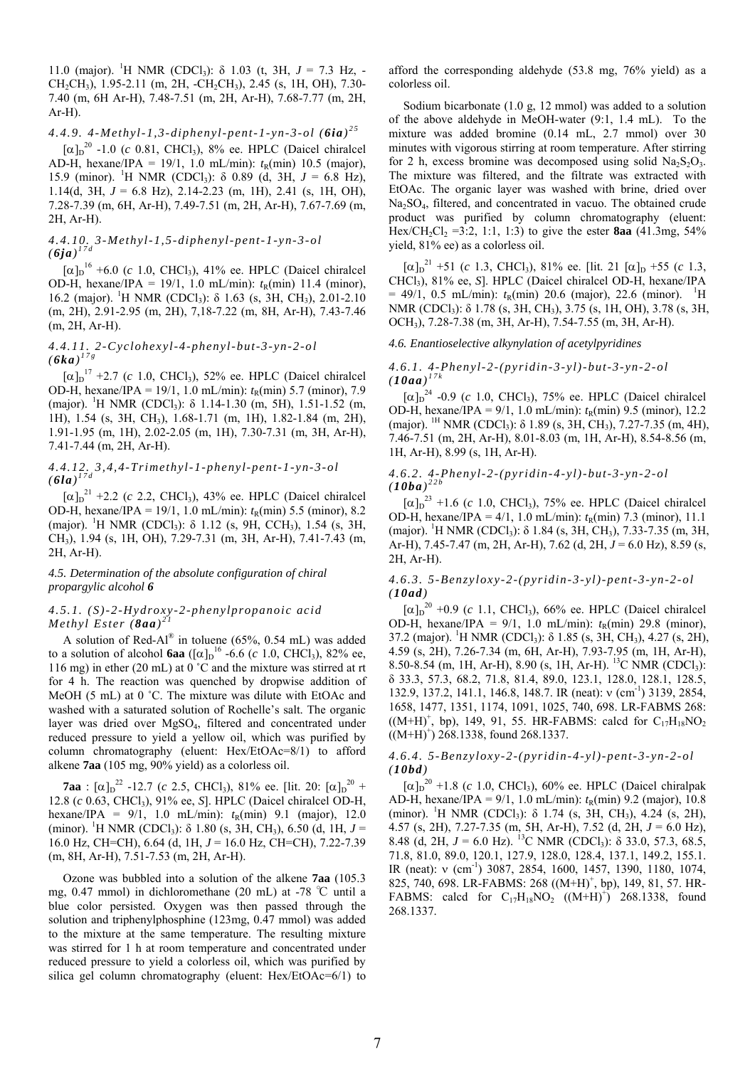11.0 (major). $^1$H NMR ($CDCl_3$): δ 1.03 (t, 3H, $J$ = 7.3 Hz, -$CH_2CH_3$), 1.95-2.11 (m, 2H, -$CH_2CH_3$), 2.45 (s, 1H, OH), 7.30-7.40 (m, 6H Ar-H), 7.48-7.51 (m, 2H, Ar-H), 7.68-7.77 (m, 2H, Ar-H).

#### 4.4.9. 4-Methyl-1,3-diphenyl-pent-1-yn-3-ol (*6ia*)[25]

$[\alpha]_D^{20}$ -1.0 ($c$ 0.81, $CHCl_3$), 8% ee. HPLC (Daicel chiralcel AD-H, hexane/IPA = 19/1, 1.0 mL/min): $t_R$(min) 10.5 (major), 15.9 (minor). $^1$H NMR ($CDCl_3$): δ 0.89 (d, 3H, $J$ = 6.8 Hz), 1.14(d, 3H, $J$ = 6.8 Hz), 2.14-2.23 (m, 1H), 2.41 (s, 1H, OH), 7.28-7.39 (m, 6H, Ar-H), 7.49-7.51 (m, 2H, Ar-H), 7.67-7.69 (m, 2H, Ar-H).

#### 4.4.10. 3-Methyl-1,5-diphenyl-pent-1-yn-3-ol (*6ja*)[17d]

$[\alpha]_D^{16}$ +6.0 ($c$ 1.0, $CHCl_3$), 41% ee. HPLC (Daicel chiralcel OD-H, hexane/IPA = 19/1, 1.0 mL/min): $t_R$(min) 11.4 (minor), 16.2 (major). $^1$H NMR ($CDCl_3$): δ 1.63 (s, 3H, $CH_3$), 2.01-2.10 (m, 2H), 2.91-2.95 (m, 2H), 7,18-7.22 (m, 8H, Ar-H), 7.43-7.46 (m, 2H, Ar-H).

#### 4.4.11. 2-Cyclohexyl-4-phenyl-but-3-yn-2-ol (*6ka*)[17g]

$[\alpha]_D^{17}$ +2.7 ($c$ 1.0, $CHCl_3$), 52% ee. HPLC (Daicel chiralcel OD-H, hexane/IPA = 19/1, 1.0 mL/min): $t_R$(min) 5.7 (minor), 7.9 (major). $^1$H NMR ($CDCl_3$): δ 1.14-1.30 (m, 5H), 1.51-1.52 (m, 1H), 1.54 (s, 3H, $CH_3$), 1.68-1.71 (m, 1H), 1.82-1.84 (m, 2H), 1.91-1.95 (m, 1H), 2.02-2.05 (m, 1H), 7.30-7.31 (m, 3H, Ar-H), 7.41-7.44 (m, 2H, Ar-H).

#### 4.4.12. 3,4,4-Trimethyl-1-phenyl-pent-1-yn-3-ol (*6la*)[17d]

$[\alpha]_D^{21}$ +2.2 ($c$ 2.2, $CHCl_3$), 43% ee. HPLC (Daicel chiralcel OD-H, hexane/IPA = 19/1, 1.0 mL/min): $t_R$(min) 5.5 (minor), 8.2 (major). $^1$H NMR ($CDCl_3$): δ 1.12 (s, 9H, $CCH_3$), 1.54 (s, 3H, $CH_3$), 1.94 (s, 1H, OH), 7.29-7.31 (m, 3H, Ar-H), 7.41-7.43 (m, 2H, Ar-H).

### *4.5. Determination of the absolute configuration of chiral propargylic alcohol **6***

#### 4.5.1. (S)-2-Hydroxy-2-phenylpropanoic acid Methyl Ester (*8aa*)[21]

A solution of Red-Al® in toluene (65%, 0.54 mL) was added to a solution of alcohol **6aa** ($[\alpha]_D^{16}$ -6.6 ($c$ 1.0, $CHCl_3$), 82% ee, 116 mg) in ether (20 mL) at 0 °C and the mixture was stirred at rt for 4 h. The reaction was quenched by dropwise addition of MeOH (5 mL) at 0 °C. The mixture was dilute with EtOAc and washed with a saturated solution of Rochelle's salt. The organic layer was dried over $MgSO_4$, filtered and concentrated under reduced pressure to yield a yellow oil, which was purified by column chromatography (eluent: Hex/EtOAc=8/1) to afford alkene **7aa** (105 mg, 90% yield) as a colorless oil.

**7aa** : $[\alpha]_D^{22}$ -12.7 ($c$ 2.5, $CHCl_3$), 81% ee. [lit. 20: $[\alpha]_D^{20}$ + 12.8 ($c$ 0.63, $CHCl_3$), 91% ee, $S$]. HPLC (Daicel chiralcel OD-H, hexane/IPA = 9/1, 1.0 mL/min): $t_R$(min) 9.1 (major), 12.0 (minor). $^1$H NMR ($CDCl_3$): δ 1.80 (s, 3H, $CH_3$), 6.50 (d, 1H, $J$ = 16.0 Hz, CH=CH), 6.64 (d, 1H, $J$ = 16.0 Hz, CH=CH), 7.22-7.39 (m, 8H, Ar-H), 7.51-7.53 (m, 2H, Ar-H).

Ozone was bubbled into a solution of the alkene **7aa** (105.3 mg, 0.47 mmol) in dichloromethane (20 mL) at -78 ℃ until a blue color persisted. Oxygen was then passed through the solution and triphenylphosphine (123mg, 0.47 mmol) was added to the mixture at the same temperature. The resulting mixture was stirred for 1 h at room temperature and concentrated under reduced pressure to yield a colorless oil, which was purified by silica gel column chromatography (eluent: Hex/EtOAc=6/1) to afford the corresponding aldehyde (53.8 mg, 76% yield) as a colorless oil.

Sodium bicarbonate (1.0 g, 12 mmol) was added to a solution of the above aldehyde in MeOH-water (9:1, 1.4 mL). To the mixture was added bromine (0.14 mL, 2.7 mmol) over 30 minutes with vigorous stirring at room temperature. After stirring for 2 h, excess bromine was decomposed using solid $Na_2S_2O_3$. The mixture was filtered, and the filtrate was extracted with EtOAc. The organic layer was washed with brine, dried over $Na_2SO_4$, filtered, and concentrated in vacuo. The obtained crude product was purified by column chromatography (eluent: Hex/$CH_2Cl_2$ =3:2, 1:1, 1:3) to give the ester **8aa** (41.3mg, 54% yield, 81% ee) as a colorless oil.

$[\alpha]_D^{21}$ +51 ($c$ 1.3, $CHCl_3$), 81% ee. [lit. 21 $[\alpha]_D$ +55 ($c$ 1.3, $CHCl_3$), 81% ee, $S$]. HPLC (Daicel chiralcel OD-H, hexane/IPA = 49/1, 0.5 mL/min): $t_R$(min) 20.6 (major), 22.6 (minor). $^1$H NMR ($CDCl_3$): δ 1.78 (s, 3H, $CH_3$), 3.75 (s, 1H, OH), 3.78 (s, 3H, $OCH_3$), 7.28-7.38 (m, 3H, Ar-H), 7.54-7.55 (m, 3H, Ar-H).

### *4.6. Enantioselective alkynylation of acetylpyridines*

#### 4.6.1. 4-Phenyl-2-(pyridin-3-yl)-but-3-yn-2-ol (*10aa*)[17k]

$[\alpha]_D^{24}$ -0.9 ($c$ 1.0, $CHCl_3$), 75% ee. HPLC (Daicel chiralcel OD-H, hexane/IPA = 9/1, 1.0 mL/min): $t_R$(min) 9.5 (minor), 12.2 (major). $^1$H NMR ($CDCl_3$): δ 1.89 (s, 3H, $CH_3$), 7.27-7.35 (m, 4H), 7.46-7.51 (m, 2H, Ar-H), 8.01-8.03 (m, 1H, Ar-H), 8.54-8.56 (m, 1H, Ar-H), 8.99 (s, 1H, Ar-H).

#### 4.6.2. 4-Phenyl-2-(pyridin-4-yl)-but-3-yn-2-ol (*10ba*)[22b]

$[\alpha]_D^{23}$ +1.6 ($c$ 1.0, $CHCl_3$), 75% ee. HPLC (Daicel chiralcel OD-H, hexane/IPA = 4/1, 1.0 mL/min): $t_R$(min) 7.3 (minor), 11.1 (major). $^1$H NMR ($CDCl_3$): δ 1.84 (s, 3H, $CH_3$), 7.33-7.35 (m, 3H, Ar-H), 7.45-7.47 (m, 2H, Ar-H), 7.62 (d, 2H, $J$ = 6.0 Hz), 8.59 (s, 2H, Ar-H).

#### 4.6.3. 5-Benzyloxy-2-(pyridin-3-yl)-pent-3-yn-2-ol (*10ad*)

$[\alpha]_D^{20}$ +0.9 ($c$ 1.1, $CHCl_3$), 66% ee. HPLC (Daicel chiralcel OD-H, hexane/IPA = 9/1, 1.0 mL/min): $t_R$(min) 29.8 (minor), 37.2 (major). $^1$H NMR ($CDCl_3$): δ 1.85 (s, 3H, $CH_3$), 4.27 (s, 2H), 4.59 (s, 2H), 7.26-7.34 (m, 6H, Ar-H), 7.93-7.95 (m, 1H, Ar-H), 8.50-8.54 (m, 1H, Ar-H), 8.90 (s, 1H, Ar-H). $^{13}$C NMR ($CDCl_3$): δ 33.3, 57.3, 68.2, 71.8, 81.4, 89.0, 123.1, 128.0, 128.1, 128.5, 132.9, 137.2, 141.1, 146.8, 148.7. IR (neat): ν ($cm^{-1}$) 3139, 2854, 1658, 1477, 1351, 1174, 1091, 1025, 740, 698. LR-FABMS 268: ($(M+H)^+$, bp), 149, 91, 55. HR-FABMS: calcd for $C_{17}H_{18}NO_2$ ($(M+H)^+$) 268.1338, found 268.1337.

#### 4.6.4. 5-Benzyloxy-2-(pyridin-4-yl)-pent-3-yn-2-ol (*10bd*)

$[\alpha]_D^{20}$ +1.8 ($c$ 1.0, $CHCl_3$), 60% ee. HPLC (Daicel chiralpak AD-H, hexane/IPA = 9/1, 1.0 mL/min): $t_R$(min) 9.2 (major), 10.8 (minor). $^1$H NMR ($CDCl_3$): δ 1.74 (s, 3H, $CH_3$), 4.24 (s, 2H), 4.57 (s, 2H), 7.27-7.35 (m, 5H, Ar-H), 7.52 (d, 2H, $J$ = 6.0 Hz), 8.48 (d, 2H, $J$ = 6.0 Hz). $^{13}$C NMR ($CDCl_3$): δ 33.0, 57.3, 68.5, 71.8, 81.0, 89.0, 120.1, 127.9, 128.0, 128.4, 137.1, 149.2, 155.1. IR (neat): ν ($cm^{-1}$) 3087, 2854, 1600, 1457, 1390, 1180, 1074, 825, 740, 698. LR-FABMS: 268 ($(M+H)^+$, bp), 149, 81, 57. HR-FABMS: calcd for $C_{17}H_{18}NO_2$ ($(M+H)^+$) 268.1338, found 268.1337.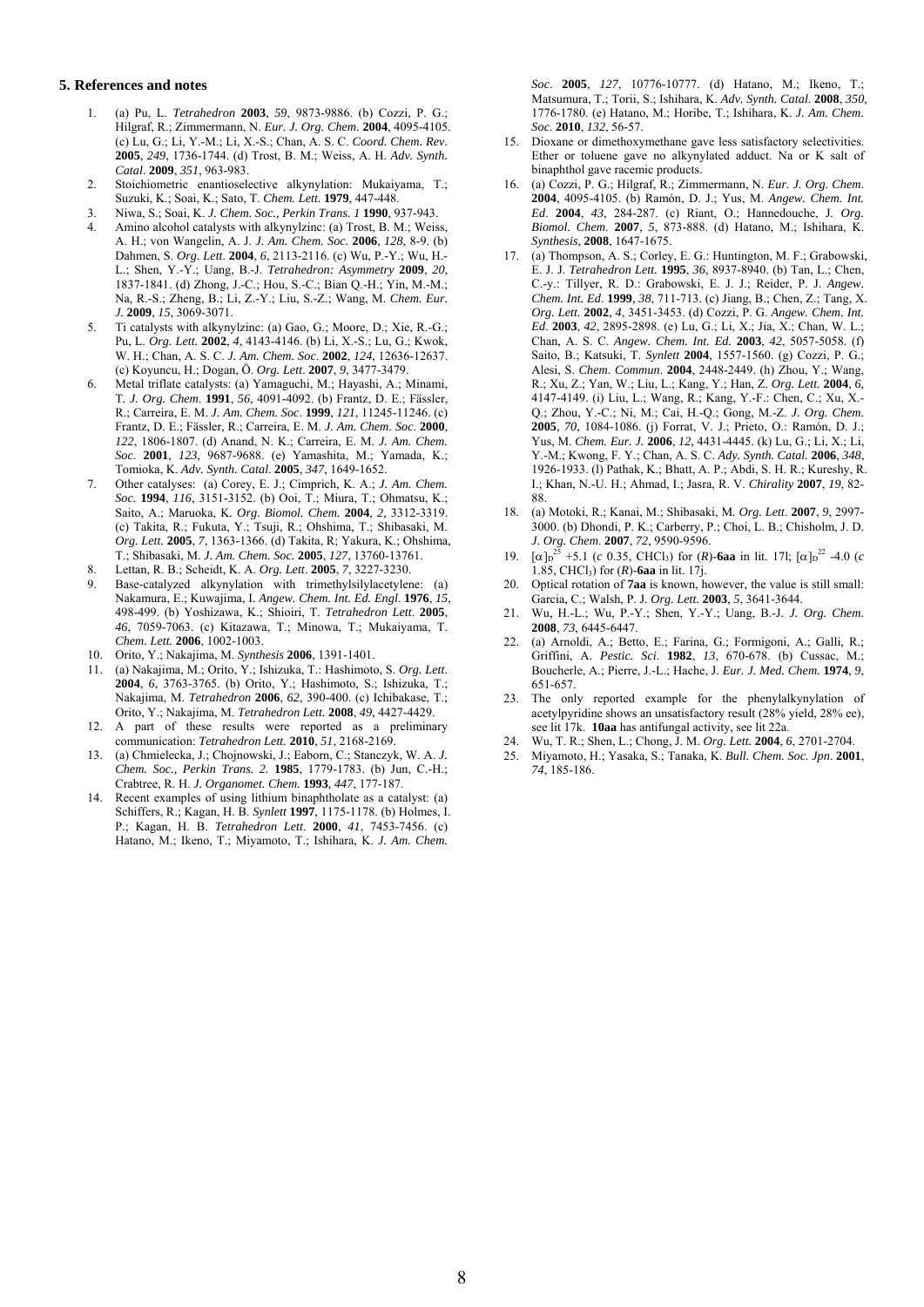## 5. References and notes

1. (a) Pu, L. *Tetrahedron* **2003**, *59*, 9873-9886. (b) Cozzi, P. G.; Hilgraf, R.; Zimmermann, N. *Eur. J. Org. Chem.* **2004**, 4095-4105. (c) Lu, G.; Li, Y.-M.; Li, X.-S.; Chan, A. S. C. *Coord. Chem. Rev*. **2005**, *249*, 1736-1744. (d) Trost, B. M.; Weiss, A. H. *Adv. Synth. Catal*. **2009**, *351*, 963-983.
2. Stoichiometric enantioselective alkynylation: Mukaiyama, T.; Suzuki, K.; Soai, K.; Sato, T. *Chem. Lett.* **1979**, 447-448.
3. Niwa, S.; Soai, K. *J. Chem. Soc., Perkin Trans. 1* **1990**, 937-943.
4. Amino alcohol catalysts with alkynylzinc: (a) Trost, B. M.; Weiss, A. H.; von Wangelin, A. J. *J. Am. Chem. Soc.* **2006**, *128*, 8-9. (b) Dahmen, S. *Org. Lett*. **2004**, *6*, 2113-2116. (c) Wu, P.-Y.; Wu, H.-L.; Shen, Y.-Y.; Uang, B.-J. *Tetrahedron: Asymmetry* **2009**, *20*, 1837-1841. (d) Zhong, J.-C.; Hou, S.-C.; Bian Q.-H.; Yin, M.-M.; Na, R.-S.; Zheng, B.; Li, Z.-Y.; Liu, S.-Z.; Wang, M. *Chem. Eur. J.* **2009**, *15*, 3069-3071.
5. Ti catalysts with alkynylzinc: (a) Gao, G.; Moore, D.; Xie, R.-G.; Pu, L. *Org. Lett.* **2002**, *4*, 4143-4146. (b) Li, X.-S.; Lu, G.; Kwok, W. H.; Chan, A. S. C. *J. Am. Chem. Soc*. **2002**, *124*, 12636-12637. (c) Koyuncu, H.; Dogan, Ö. *Org. Lett*. **2007**, *9*, 3477-3479.
6. Metal triflate catalysts: (a) Yamaguchi, M.; Hayashi, A.; Minami, T. *J. Org. Chem*. **1991**, *56*, 4091-4092. (b) Frantz, D. E.; Fässler, R.; Carreira, E. M. *J. Am. Chem. Soc*. **1999**, *121*, 11245-11246. (c) Frantz, D. E.; Fässler, R.; Carreira, E. M. *J. Am. Chem. Soc*. **2000**, *122*, 1806-1807. (d) Anand, N. K.; Carreira, E. M. *J. Am. Chem. Soc*. **2001**, *123*, 9687-9688. (e) Yamashita, M.; Yamada, K.; Tomioka, K. *Adv. Synth. Catal*. **2005**, *347*, 1649-1652.
7. Other catalyses: (a) Corey, E. J.; Cimprich, K. A.; *J. Am. Chem. Soc.* **1994**, *116*, 3151-3152. (b) Ooi, T.; Miura, T.; Ohmatsu, K.; Saito, A.; Maruoka, K. *Org. Biomol. Chem.* **2004**, *2*, 3312-3319. (c) Takita, R.; Fukuta, Y.; Tsuji, R.; Ohshima, T.; Shibasaki, M. *Org. Lett.* **2005**, *7*, 1363-1366. (d) Takita, R; Yakura, K.; Ohshima, T.; Shibasaki, M. *J. Am. Chem. Soc.* **2005**, *127*, 13760-13761.
8. Lettan, R. B.; Scheidt, K. A. *Org. Lett*. **2005**, *7*, 3227-3230.
9. Base-catalyzed alkynylation with trimethylsilylacetylene: (a) Nakamura, E.; Kuwajima, I. *Angew. Chem. Int. Ed. Engl*. **1976**, *15*, 498-499. (b) Yoshizawa, K.; Shioiri, T. *Tetrahedron Lett*. **2005**, *46*, 7059-7063. (c) Kitazawa, T.; Minowa, T.; Mukaiyama, T. *Chem. Lett.* **2006**, 1002-1003.
10. Orito, Y.; Nakajima, M. *Synthesis* **2006**, 1391-1401.
11. (a) Nakajima, M.; Orito, Y.; Ishizuka, T.: Hashimoto, S. *Org. Lett*. **2004**, *6*, 3763-3765. (b) Orito, Y.; Hashimoto, S.; Ishizuka, T.; Nakajima, M. *Tetrahedron* **2006**, *62*, 390-400. (c) Ichibakase, T.; Orito, Y.; Nakajima, M. *Tetrahedron Lett.* **2008**, *49*, 4427-4429.
12. A part of these results were reported as a preliminary communication: *Tetrahedron Lett.* **2010**, *51*, 2168-2169.
13. (a) Chmielecka, J.; Chojnowski, J.; Eaborn, C.; Stanczyk, W. A. *J. Chem. Soc., Perkin Trans. 2.* **1985**, 1779-1783. (b) Jun, C.-H.; Crabtree, R. H. *J. Organomet. Chem.* **1993**, *447*, 177-187.
14. Recent examples of using lithium binaphtholate as a catalyst: (a) Schiffers, R.; Kagan, H. B. *Synlett* **1997**, 1175-1178. (b) Holmes, I. P.; Kagan, H. B. *Tetrahedron Lett*. **2000**, *41*, 7453-7456. (c) Hatano, M.; Ikeno, T.; Miyamoto, T.; Ishihara, K. *J. Am. Chem. Soc*. **2005**, *127*, 10776-10777. (d) Hatano, M.; Ikeno, T.; Matsumura, T.; Torii, S.; Ishihara, K. *Adv. Synth. Catal.* **2008**, *350*, 1776-1780. (e) Hatano, M.; Horibe, T.; Ishihara, K. *J. Am. Chem. Soc.* **2010**, *132*, 56-57.
15. Dioxane or dimethoxymethane gave less satisfactory selectivities. Ether or toluene gave no alkynylated adduct. Na or K salt of binaphthol gave racemic products.
16. (a) Cozzi, P. G.; Hilgraf, R.; Zimmermann, N. *Eur. J. Org. Chem*. **2004**, 4095-4105. (b) Ramón, D. J.; Yus, M. *Angew. Chem. Int. Ed*. **2004**, *43*, 284-287. (c) Riant, O.; Hannedouche, J. *Org. Biomol. Chem*. **2007**, *5*, 873-888. (d) Hatano, M.; Ishihara, K. *Synthesis*, **2008**, 1647-1675.
17. (a) Thompson, A. S.; Corley, E. G.: Huntington, M. F.; Grabowski, E. J. J. *Tetrahedron Lett.* **1995**, *36*, 8937-8940. (b) Tan, L.; Chen, C.-y.: Tillyer, R. D.: Grabowski, E. J. J.; Reider, P. J. *Angew. Chem. Int. Ed*. **1999**, *38*, 711-713. (c) Jiang, B.; Chen, Z.; Tang, X. *Org. Lett.* **2002**, *4*, 3451-3453. (d) Cozzi, P. G. *Angew. Chem. Int. Ed*. **2003**, *42*, 2895-2898. (e) Lu, G.; Li, X.; Jia, X.; Chan, W. L.; Chan, A. S. C. *Angew. Chem. Int. Ed.* **2003**, *42*, 5057-5058. (f) Saito, B.; Katsuki, T. *Synlett* **2004**, 1557-1560. (g) Cozzi, P. G.; Alesi, S. *Chem. Commun*. **2004**, 2448-2449. (h) Zhou, Y.; Wang, R.; Xu, Z.; Yan, W.; Liu, L.; Kang, Y.; Han, Z. *Org. Lett.* **2004**, *6*, 4147-4149. (i) Liu, L.; Wang, R.; Kang, Y.-F.: Chen, C.; Xu, X.-Q.; Zhou, Y.-C.; Ni, M.; Cai, H.-Q.; Gong, M.-Z. *J. Org. Chem.* **2005**, *70*, 1084-1086. (j) Forrat, V. J.; Prieto, O.: Ramón, D. J.; Yus, M. *Chem. Eur. J.* **2006**, *12*, 4431-4445. (k) Lu, G.; Li, X.; Li, Y.-M.; Kwong, F. Y.; Chan, A. S. C. *Ady. Synth. Catal.* **2006**, *348*, 1926-1933. (l) Pathak, K.; Bhatt, A. P.; Abdi, S. H. R.; Kureshy, R. I.; Khan, N.-U. H.; Ahmad, I.; Jasra, R. V. *Chirality* **2007**, *19*, 82-88.
18. (a) Motoki, R.; Kanai, M.; Shibasaki, M. *Org. Lett*. **2007**, *9*, 2997-3000. (b) Dhondi, P. K.; Carberry, P.; Choi, L. B.; Chisholm, J. D. *J. Org. Chem*. **2007**, *72*, 9590-9596.
19. $[\alpha]_D^{25}$ +5.1 (*c* 0.35, $CHCl_3$) for (*R*)-**6aa** in lit. 17l; $[\alpha]_D^{22}$ -4.0 (*c* 1.85, $CHCl_3$) for (*R*)-**6aa** in lit. 17j.
20. Optical rotation of **7aa** is known, however, the value is still small: Garcia, C.; Walsh, P. J. *Org. Lett.* **2003**, *5*, 3641-3644.
21. Wu, H.-L.; Wu, P.-Y.; Shen, Y.-Y.; Uang, B.-J. *J. Org. Chem.* **2008**, *73*, 6445-6447.
22. (a) Arnoldi, A.; Betto, E.; Farina, G.; Formigoni, A.; Galli, R.; Griffini, A. *Pestic. Sci*. **1982**, *13*, 670-678. (b) Cussac, M.; Boucherle, A.; Pierre, J.-L.; Hache, J. *Eur. J. Med. Chem.* **1974**, *9*, 651-657.
23. The only reported example for the phenylalkynylation of acetylpyridine shows an unsatisfactory result (28% yield, 28% ee), see lit 17k. **10aa** has antifungal activity, see lit 22a.
24. Wu, T. R.; Shen, L.; Chong, J. M. *Org. Lett.* **2004**, *6*, 2701-2704.
25. Miyamoto, H.; Yasaka, S.; Tanaka, K. *Bull. Chem. Soc. Jpn*. **2001**, *74*, 185-186.